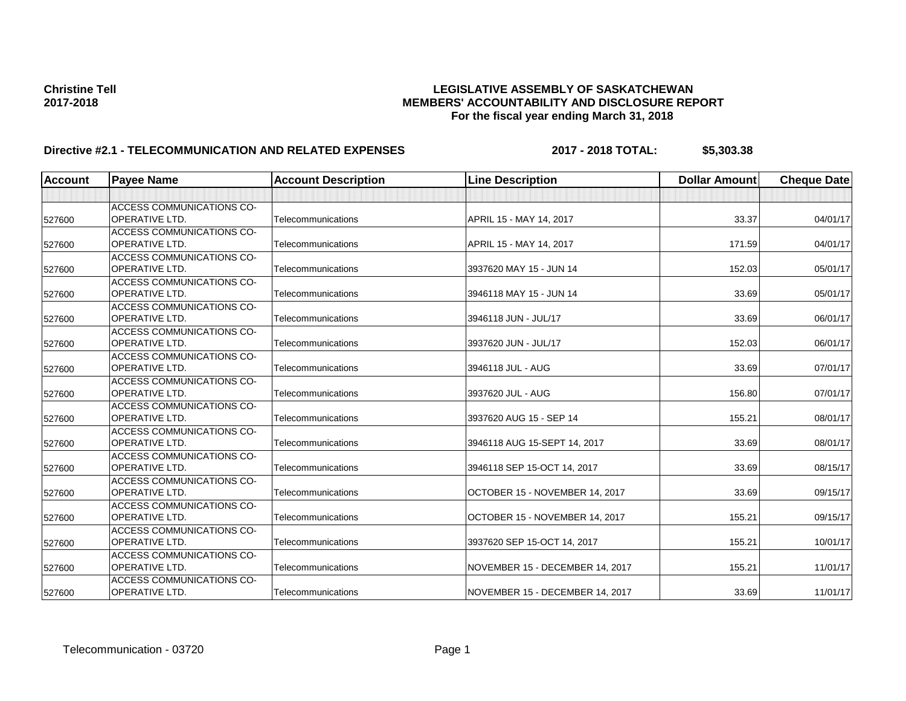**Christine Tell**
**2017-2018**

**LEGISLATIVE ASSEMBLY OF SASKATCHEWAN**
**MEMBERS' ACCOUNTABILITY AND DISCLOSURE REPORT**
**For the fiscal year ending March 31, 2018**

**Directive #2.1 - TELECOMMUNICATION AND RELATED EXPENSES** **2017 - 2018 TOTAL: $5,303.38**

| Account | Payee Name | Account Description | Line Description | Dollar Amount | Cheque Date |
|---|---|---|---|---|---|
| | | | | | |
| 527600 | ACCESS COMMUNICATIONS CO-OPERATIVE LTD. | Telecommunications | APRIL 15 - MAY 14, 2017 | 33.37 | 04/01/17 |
| 527600 | ACCESS COMMUNICATIONS CO-OPERATIVE LTD. | Telecommunications | APRIL 15 - MAY 14, 2017 | 171.59 | 04/01/17 |
| 527600 | ACCESS COMMUNICATIONS CO-OPERATIVE LTD. | Telecommunications | 3937620 MAY 15 - JUN 14 | 152.03 | 05/01/17 |
| 527600 | ACCESS COMMUNICATIONS CO-OPERATIVE LTD. | Telecommunications | 3946118 MAY 15 - JUN 14 | 33.69 | 05/01/17 |
| 527600 | ACCESS COMMUNICATIONS CO-OPERATIVE LTD. | Telecommunications | 3946118 JUN - JUL/17 | 33.69 | 06/01/17 |
| 527600 | ACCESS COMMUNICATIONS CO-OPERATIVE LTD. | Telecommunications | 3937620 JUN - JUL/17 | 152.03 | 06/01/17 |
| 527600 | ACCESS COMMUNICATIONS CO-OPERATIVE LTD. | Telecommunications | 3946118 JUL - AUG | 33.69 | 07/01/17 |
| 527600 | ACCESS COMMUNICATIONS CO-OPERATIVE LTD. | Telecommunications | 3937620 JUL - AUG | 156.80 | 07/01/17 |
| 527600 | ACCESS COMMUNICATIONS CO-OPERATIVE LTD. | Telecommunications | 3937620 AUG 15 - SEP 14 | 155.21 | 08/01/17 |
| 527600 | ACCESS COMMUNICATIONS CO-OPERATIVE LTD. | Telecommunications | 3946118 AUG 15-SEPT 14, 2017 | 33.69 | 08/01/17 |
| 527600 | ACCESS COMMUNICATIONS CO-OPERATIVE LTD. | Telecommunications | 3946118 SEP 15-OCT 14, 2017 | 33.69 | 08/15/17 |
| 527600 | ACCESS COMMUNICATIONS CO-OPERATIVE LTD. | Telecommunications | OCTOBER 15 - NOVEMBER 14, 2017 | 33.69 | 09/15/17 |
| 527600 | ACCESS COMMUNICATIONS CO-OPERATIVE LTD. | Telecommunications | OCTOBER 15 - NOVEMBER 14, 2017 | 155.21 | 09/15/17 |
| 527600 | ACCESS COMMUNICATIONS CO-OPERATIVE LTD. | Telecommunications | 3937620 SEP 15-OCT 14, 2017 | 155.21 | 10/01/17 |
| 527600 | ACCESS COMMUNICATIONS CO-OPERATIVE LTD. | Telecommunications | NOVEMBER 15 - DECEMBER 14, 2017 | 155.21 | 11/01/17 |
| 527600 | ACCESS COMMUNICATIONS CO-OPERATIVE LTD. | Telecommunications | NOVEMBER 15 - DECEMBER 14, 2017 | 33.69 | 11/01/17 |

Telecommunication - 03720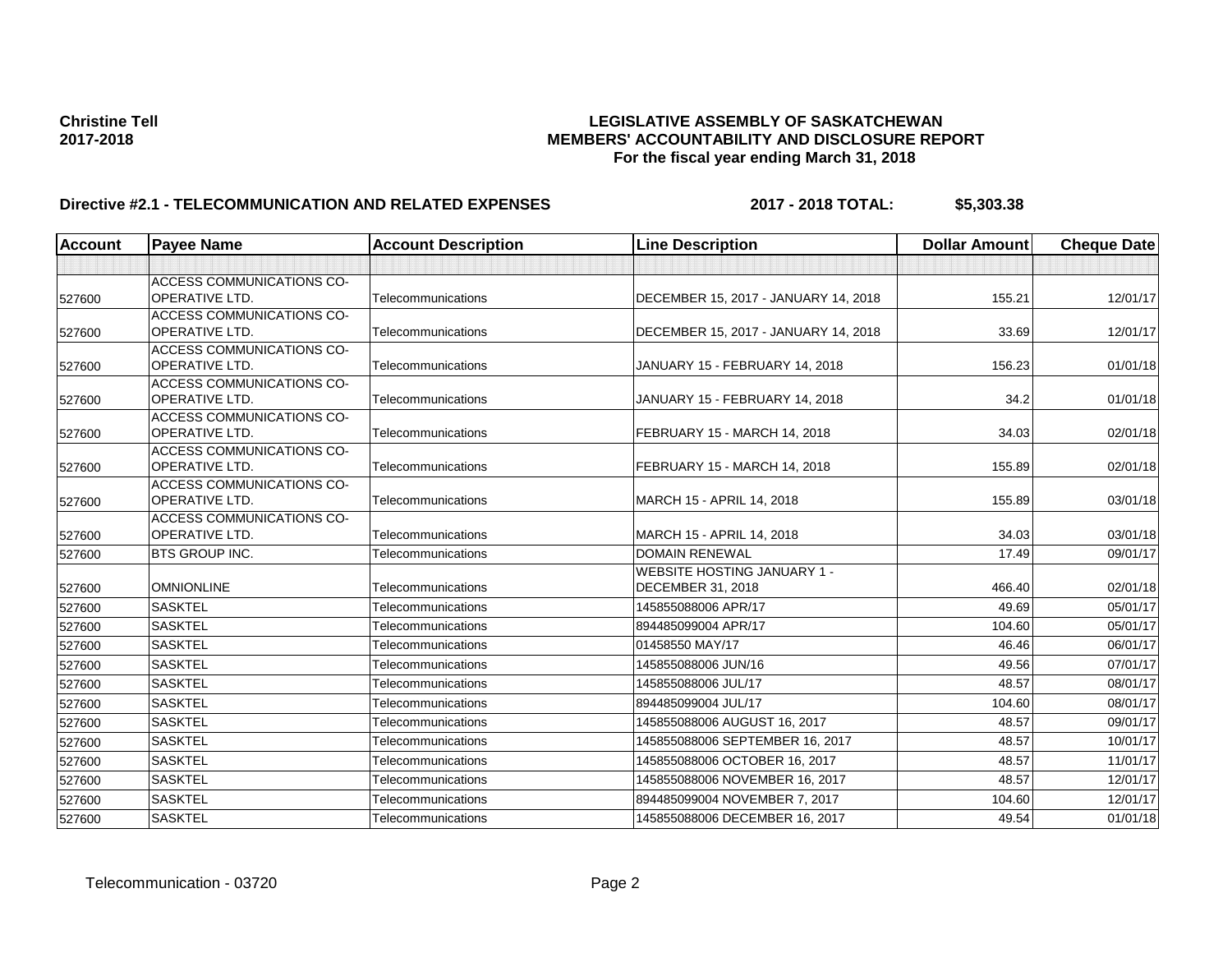**Christine Tell**
**2017-2018**

**LEGISLATIVE ASSEMBLY OF SASKATCHEWAN**
**MEMBERS' ACCOUNTABILITY AND DISCLOSURE REPORT**
**For the fiscal year ending March 31, 2018**

**Directive #2.1 - TELECOMMUNICATION AND RELATED EXPENSES** **2017 - 2018 TOTAL: $5,303.38**

| Account | Payee Name | Account Description | Line Description | Dollar Amount | Cheque Date |
|---|---|---|---|---|---|
| | | | | | |
| 527600 | ACCESS COMMUNICATIONS CO-OPERATIVE LTD. | Telecommunications | DECEMBER 15, 2017 - JANUARY 14, 2018 | 155.21 | 12/01/17 |
| 527600 | ACCESS COMMUNICATIONS CO-OPERATIVE LTD. | Telecommunications | DECEMBER 15, 2017 - JANUARY 14, 2018 | 33.69 | 12/01/17 |
| 527600 | ACCESS COMMUNICATIONS CO-OPERATIVE LTD. | Telecommunications | JANUARY 15 - FEBRUARY 14, 2018 | 156.23 | 01/01/18 |
| 527600 | ACCESS COMMUNICATIONS CO-OPERATIVE LTD. | Telecommunications | JANUARY 15 - FEBRUARY 14, 2018 | 34.2 | 01/01/18 |
| 527600 | ACCESS COMMUNICATIONS CO-OPERATIVE LTD. | Telecommunications | FEBRUARY 15 - MARCH 14, 2018 | 34.03 | 02/01/18 |
| 527600 | ACCESS COMMUNICATIONS CO-OPERATIVE LTD. | Telecommunications | FEBRUARY 15 - MARCH 14, 2018 | 155.89 | 02/01/18 |
| 527600 | ACCESS COMMUNICATIONS CO-OPERATIVE LTD. | Telecommunications | MARCH 15 - APRIL 14, 2018 | 155.89 | 03/01/18 |
| 527600 | ACCESS COMMUNICATIONS CO-OPERATIVE LTD. | Telecommunications | MARCH 15 - APRIL 14, 2018 | 34.03 | 03/01/18 |
| 527600 | BTS GROUP INC. | Telecommunications | DOMAIN RENEWAL | 17.49 | 09/01/17 |
| 527600 | OMNIONLINE | Telecommunications | WEBSITE HOSTING JANUARY 1 - DECEMBER 31, 2018 | 466.40 | 02/01/18 |
| 527600 | SASKTEL | Telecommunications | 145855088006 APR/17 | 49.69 | 05/01/17 |
| 527600 | SASKTEL | Telecommunications | 894485099004 APR/17 | 104.60 | 05/01/17 |
| 527600 | SASKTEL | Telecommunications | 01458550 MAY/17 | 46.46 | 06/01/17 |
| 527600 | SASKTEL | Telecommunications | 145855088006 JUN/16 | 49.56 | 07/01/17 |
| 527600 | SASKTEL | Telecommunications | 145855088006 JUL/17 | 48.57 | 08/01/17 |
| 527600 | SASKTEL | Telecommunications | 894485099004 JUL/17 | 104.60 | 08/01/17 |
| 527600 | SASKTEL | Telecommunications | 145855088006 AUGUST 16, 2017 | 48.57 | 09/01/17 |
| 527600 | SASKTEL | Telecommunications | 145855088006 SEPTEMBER 16, 2017 | 48.57 | 10/01/17 |
| 527600 | SASKTEL | Telecommunications | 145855088006 OCTOBER 16, 2017 | 48.57 | 11/01/17 |
| 527600 | SASKTEL | Telecommunications | 145855088006 NOVEMBER 16, 2017 | 48.57 | 12/01/17 |
| 527600 | SASKTEL | Telecommunications | 894485099004 NOVEMBER 7, 2017 | 104.60 | 12/01/17 |
| 527600 | SASKTEL | Telecommunications | 145855088006 DECEMBER 16, 2017 | 49.54 | 01/01/18 |

Telecommunication - 03720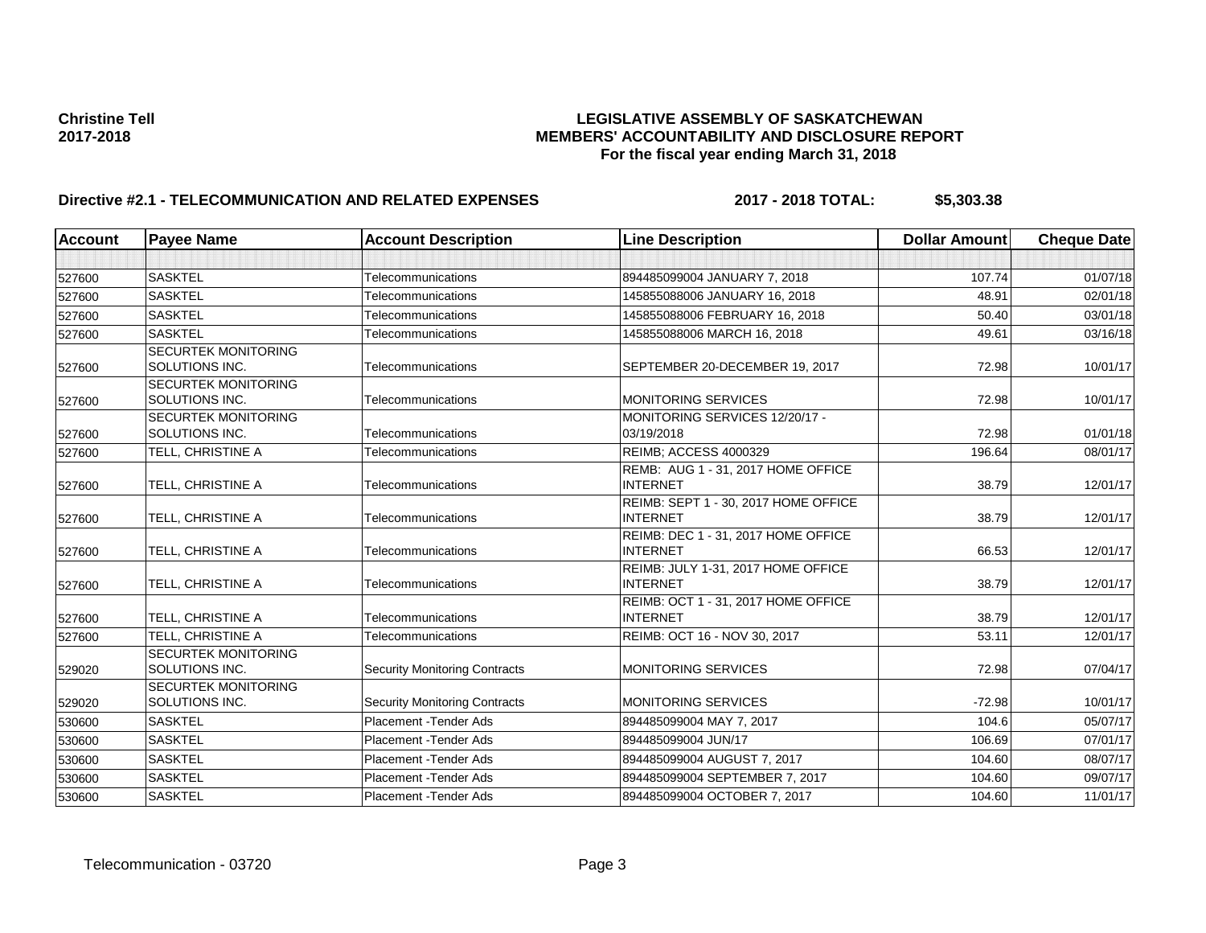**Christine Tell**
**2017-2018**

**LEGISLATIVE ASSEMBLY OF SASKATCHEWAN**
**MEMBERS' ACCOUNTABILITY AND DISCLOSURE REPORT**
**For the fiscal year ending March 31, 2018**

**Directive #2.1 - TELECOMMUNICATION AND RELATED EXPENSES** **2017 - 2018 TOTAL: $5,303.38**

| Account | Payee Name | Account Description | Line Description | Dollar Amount | Cheque Date |
|---|---|---|---|---|---|
| | | | | | |
| 527600 | SASKTEL | Telecommunications | 894485099004 JANUARY 7, 2018 | 107.74 | 01/07/18 |
| 527600 | SASKTEL | Telecommunications | 145855088006 JANUARY 16, 2018 | 48.91 | 02/01/18 |
| 527600 | SASKTEL | Telecommunications | 145855088006 FEBRUARY 16, 2018 | 50.40 | 03/01/18 |
| 527600 | SASKTEL | Telecommunications | 145855088006 MARCH 16, 2018 | 49.61 | 03/16/18 |
| 527600 | SECURTEK MONITORING SOLUTIONS INC. | Telecommunications | SEPTEMBER 20-DECEMBER 19, 2017 | 72.98 | 10/01/17 |
| 527600 | SECURTEK MONITORING SOLUTIONS INC. | Telecommunications | MONITORING SERVICES | 72.98 | 10/01/17 |
| 527600 | SECURTEK MONITORING SOLUTIONS INC. | Telecommunications | MONITORING SERVICES 12/20/17 - 03/19/2018 | 72.98 | 01/01/18 |
| 527600 | TELL, CHRISTINE A | Telecommunications | REIMB; ACCESS 4000329 | 196.64 | 08/01/17 |
| 527600 | TELL, CHRISTINE A | Telecommunications | REMB: AUG 1 - 31, 2017 HOME OFFICE INTERNET | 38.79 | 12/01/17 |
| 527600 | TELL, CHRISTINE A | Telecommunications | REIMB: SEPT 1 - 30, 2017 HOME OFFICE INTERNET | 38.79 | 12/01/17 |
| 527600 | TELL, CHRISTINE A | Telecommunications | REIMB: DEC 1 - 31, 2017 HOME OFFICE INTERNET | 66.53 | 12/01/17 |
| 527600 | TELL, CHRISTINE A | Telecommunications | REIMB: JULY 1-31, 2017 HOME OFFICE INTERNET | 38.79 | 12/01/17 |
| 527600 | TELL, CHRISTINE A | Telecommunications | REIMB: OCT 1 - 31, 2017 HOME OFFICE INTERNET | 38.79 | 12/01/17 |
| 527600 | TELL, CHRISTINE A | Telecommunications | REIMB: OCT 16 - NOV 30, 2017 | 53.11 | 12/01/17 |
| 529020 | SECURTEK MONITORING SOLUTIONS INC. | Security Monitoring Contracts | MONITORING SERVICES | 72.98 | 07/04/17 |
| 529020 | SECURTEK MONITORING SOLUTIONS INC. | Security Monitoring Contracts | MONITORING SERVICES | -72.98 | 10/01/17 |
| 530600 | SASKTEL | Placement -Tender Ads | 894485099004 MAY 7, 2017 | 104.6 | 05/07/17 |
| 530600 | SASKTEL | Placement -Tender Ads | 894485099004 JUN/17 | 106.69 | 07/01/17 |
| 530600 | SASKTEL | Placement -Tender Ads | 894485099004 AUGUST 7, 2017 | 104.60 | 08/07/17 |
| 530600 | SASKTEL | Placement -Tender Ads | 894485099004 SEPTEMBER 7, 2017 | 104.60 | 09/07/17 |
| 530600 | SASKTEL | Placement -Tender Ads | 894485099004 OCTOBER 7, 2017 | 104.60 | 11/01/17 |

Telecommunication - 03720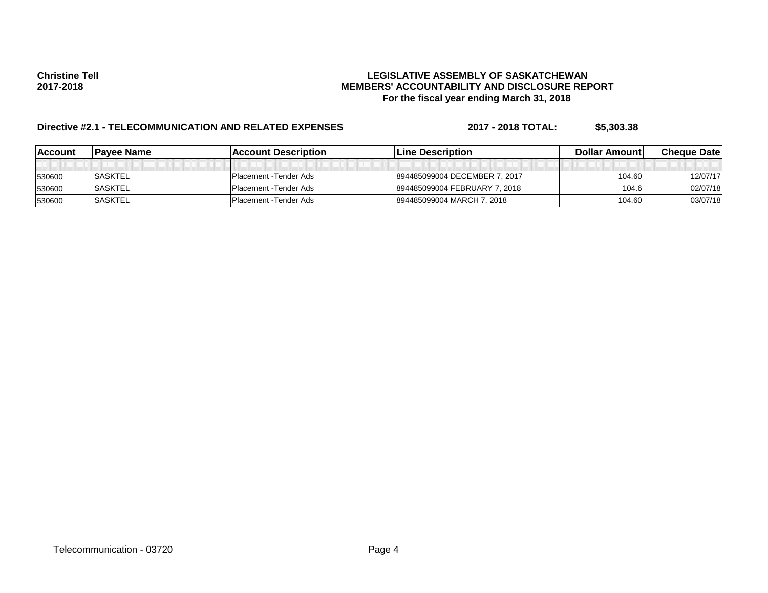**Christine Tell**
**2017-2018**

**LEGISLATIVE ASSEMBLY OF SASKATCHEWAN**
**MEMBERS' ACCOUNTABILITY AND DISCLOSURE REPORT**
**For the fiscal year ending March 31, 2018**

**Directive #2.1 - TELECOMMUNICATION AND RELATED EXPENSES** **2017 - 2018 TOTAL: $5,303.38**

| Account | Payee Name | Account Description | Line Description | Dollar Amount | Cheque Date |
|---|---|---|---|---|---|
| | | | | | |
| 530600 | SASKTEL | Placement -Tender Ads | 894485099004 DECEMBER 7, 2017 | 104.60 | 12/07/17 |
| 530600 | SASKTEL | Placement -Tender Ads | 894485099004 FEBRUARY 7, 2018 | 104.6 | 02/07/18 |
| 530600 | SASKTEL | Placement -Tender Ads | 894485099004 MARCH 7, 2018 | 104.60 | 03/07/18 |

Telecommunication - 03720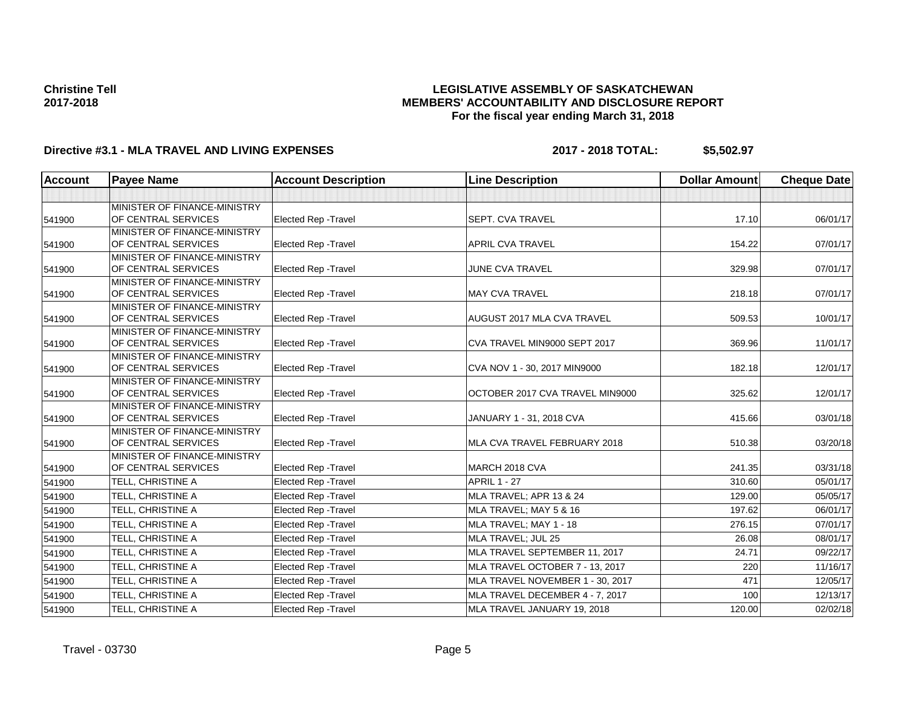**Christine Tell**
**2017-2018**

**LEGISLATIVE ASSEMBLY OF SASKATCHEWAN**
**MEMBERS' ACCOUNTABILITY AND DISCLOSURE REPORT**
**For the fiscal year ending March 31, 2018**

**Directive #3.1 - MLA TRAVEL AND LIVING EXPENSES** **2017 - 2018 TOTAL: $5,502.97**

| Account | Payee Name | Account Description | Line Description | Dollar Amount | Cheque Date |
|---|---|---|---|---|---|
| | | | | | |
| 541900 | MINISTER OF FINANCE-MINISTRY OF CENTRAL SERVICES | Elected Rep -Travel | SEPT. CVA TRAVEL | 17.10 | 06/01/17 |
| 541900 | MINISTER OF FINANCE-MINISTRY OF CENTRAL SERVICES | Elected Rep -Travel | APRIL CVA TRAVEL | 154.22 | 07/01/17 |
| 541900 | MINISTER OF FINANCE-MINISTRY OF CENTRAL SERVICES | Elected Rep -Travel | JUNE CVA TRAVEL | 329.98 | 07/01/17 |
| 541900 | MINISTER OF FINANCE-MINISTRY OF CENTRAL SERVICES | Elected Rep -Travel | MAY CVA TRAVEL | 218.18 | 07/01/17 |
| 541900 | MINISTER OF FINANCE-MINISTRY OF CENTRAL SERVICES | Elected Rep -Travel | AUGUST 2017 MLA CVA TRAVEL | 509.53 | 10/01/17 |
| 541900 | MINISTER OF FINANCE-MINISTRY OF CENTRAL SERVICES | Elected Rep -Travel | CVA TRAVEL MIN9000 SEPT 2017 | 369.96 | 11/01/17 |
| 541900 | MINISTER OF FINANCE-MINISTRY OF CENTRAL SERVICES | Elected Rep -Travel | CVA NOV 1 - 30, 2017 MIN9000 | 182.18 | 12/01/17 |
| 541900 | MINISTER OF FINANCE-MINISTRY OF CENTRAL SERVICES | Elected Rep -Travel | OCTOBER 2017 CVA TRAVEL MIN9000 | 325.62 | 12/01/17 |
| 541900 | MINISTER OF FINANCE-MINISTRY OF CENTRAL SERVICES | Elected Rep -Travel | JANUARY 1 - 31, 2018 CVA | 415.66 | 03/01/18 |
| 541900 | MINISTER OF FINANCE-MINISTRY OF CENTRAL SERVICES | Elected Rep -Travel | MLA CVA TRAVEL FEBRUARY 2018 | 510.38 | 03/20/18 |
| 541900 | MINISTER OF FINANCE-MINISTRY OF CENTRAL SERVICES | Elected Rep -Travel | MARCH 2018 CVA | 241.35 | 03/31/18 |
| 541900 | TELL, CHRISTINE A | Elected Rep -Travel | APRIL 1 - 27 | 310.60 | 05/01/17 |
| 541900 | TELL, CHRISTINE A | Elected Rep -Travel | MLA TRAVEL; APR 13 & 24 | 129.00 | 05/05/17 |
| 541900 | TELL, CHRISTINE A | Elected Rep -Travel | MLA TRAVEL; MAY 5 & 16 | 197.62 | 06/01/17 |
| 541900 | TELL, CHRISTINE A | Elected Rep -Travel | MLA TRAVEL; MAY 1 - 18 | 276.15 | 07/01/17 |
| 541900 | TELL, CHRISTINE A | Elected Rep -Travel | MLA TRAVEL; JUL 25 | 26.08 | 08/01/17 |
| 541900 | TELL, CHRISTINE A | Elected Rep -Travel | MLA TRAVEL SEPTEMBER 11, 2017 | 24.71 | 09/22/17 |
| 541900 | TELL, CHRISTINE A | Elected Rep -Travel | MLA TRAVEL OCTOBER 7 - 13, 2017 | 220 | 11/16/17 |
| 541900 | TELL, CHRISTINE A | Elected Rep -Travel | MLA TRAVEL NOVEMBER 1 - 30, 2017 | 471 | 12/05/17 |
| 541900 | TELL, CHRISTINE A | Elected Rep -Travel | MLA TRAVEL DECEMBER 4 - 7, 2017 | 100 | 12/13/17 |
| 541900 | TELL, CHRISTINE A | Elected Rep -Travel | MLA TRAVEL JANUARY 19, 2018 | 120.00 | 02/02/18 |

Travel - 03730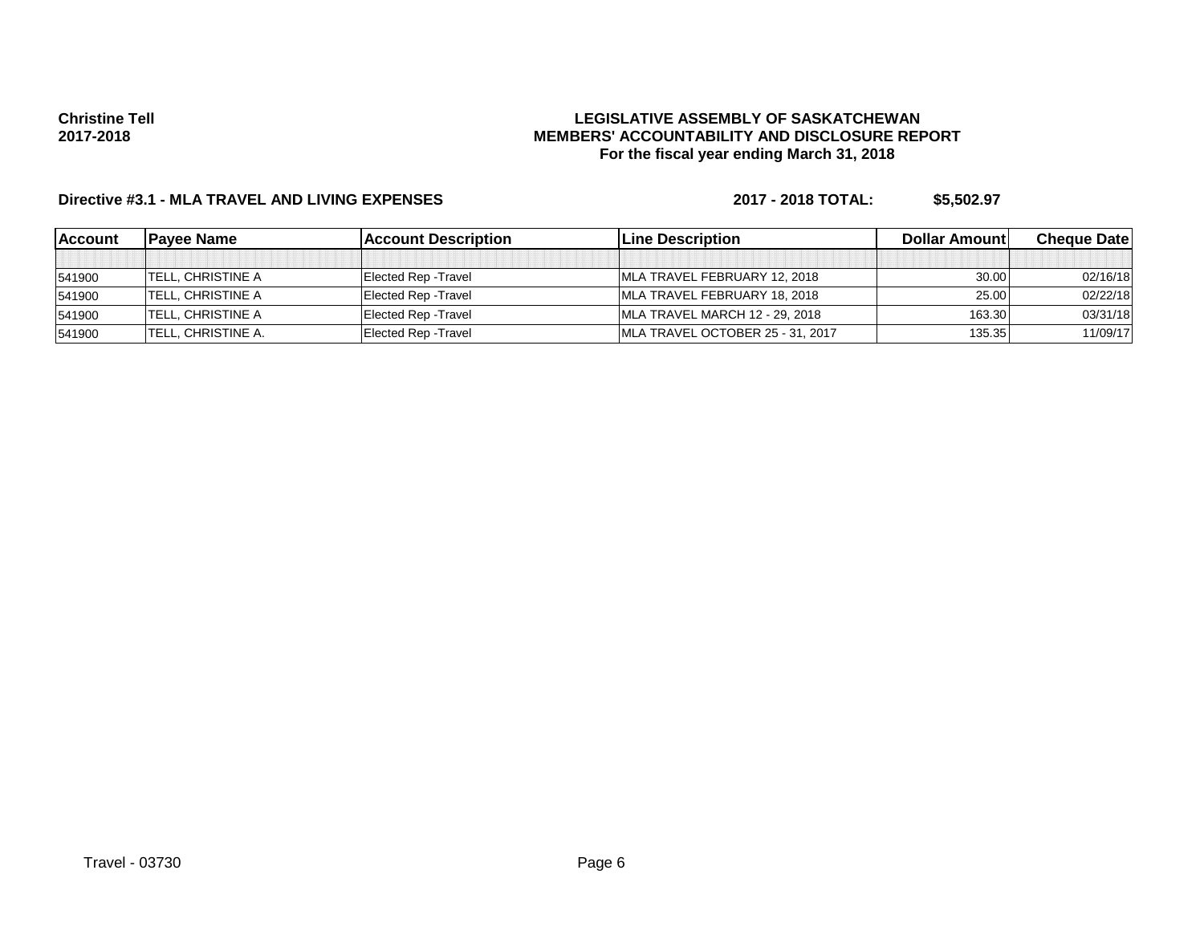**Christine Tell**
**2017-2018**

**LEGISLATIVE ASSEMBLY OF SASKATCHEWAN**
**MEMBERS' ACCOUNTABILITY AND DISCLOSURE REPORT**
**For the fiscal year ending March 31, 2018**

**Directive #3.1 - MLA TRAVEL AND LIVING EXPENSES** **2017 - 2018 TOTAL: $5,502.97**

| Account | Payee Name | Account Description | Line Description | Dollar Amount | Cheque Date |
|---|---|---|---|---|---|
| | | | | | |
| 541900 | TELL, CHRISTINE A | Elected Rep -Travel | MLA TRAVEL FEBRUARY 12, 2018 | 30.00 | 02/16/18 |
| 541900 | TELL, CHRISTINE A | Elected Rep -Travel | MLA TRAVEL FEBRUARY 18, 2018 | 25.00 | 02/22/18 |
| 541900 | TELL, CHRISTINE A | Elected Rep -Travel | MLA TRAVEL MARCH 12 - 29, 2018 | 163.30 | 03/31/18 |
| 541900 | TELL, CHRISTINE A. | Elected Rep -Travel | MLA TRAVEL OCTOBER 25 - 31, 2017 | 135.35 | 11/09/17 |

Travel - 03730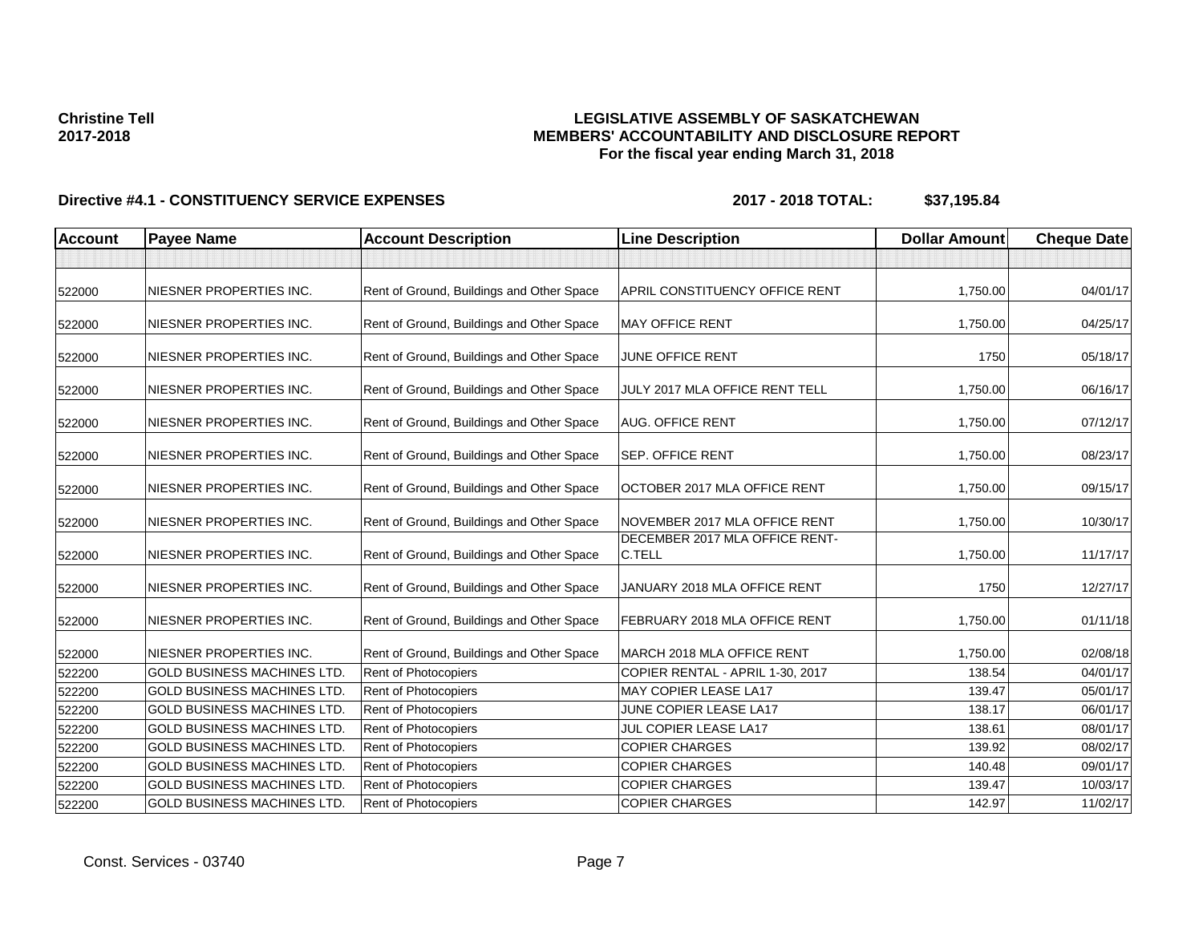**Christine Tell**
**2017-2018**

**LEGISLATIVE ASSEMBLY OF SASKATCHEWAN**
**MEMBERS' ACCOUNTABILITY AND DISCLOSURE REPORT**
**For the fiscal year ending March 31, 2018**

**Directive #4.1 - CONSTITUENCY SERVICE EXPENSES** **2017 - 2018 TOTAL: $37,195.84**

| Account | Payee Name | Account Description | Line Description | Dollar Amount | Cheque Date |
|---|---|---|---|---|---|
| | | | | | |
| 522000 | NIESNER PROPERTIES INC. | Rent of Ground, Buildings and Other Space | APRIL CONSTITUENCY OFFICE RENT | 1,750.00 | 04/01/17 |
| 522000 | NIESNER PROPERTIES INC. | Rent of Ground, Buildings and Other Space | MAY OFFICE RENT | 1,750.00 | 04/25/17 |
| 522000 | NIESNER PROPERTIES INC. | Rent of Ground, Buildings and Other Space | JUNE OFFICE RENT | 1750 | 05/18/17 |
| 522000 | NIESNER PROPERTIES INC. | Rent of Ground, Buildings and Other Space | JULY 2017 MLA OFFICE RENT TELL | 1,750.00 | 06/16/17 |
| 522000 | NIESNER PROPERTIES INC. | Rent of Ground, Buildings and Other Space | AUG. OFFICE RENT | 1,750.00 | 07/12/17 |
| 522000 | NIESNER PROPERTIES INC. | Rent of Ground, Buildings and Other Space | SEP. OFFICE RENT | 1,750.00 | 08/23/17 |
| 522000 | NIESNER PROPERTIES INC. | Rent of Ground, Buildings and Other Space | OCTOBER 2017 MLA OFFICE RENT | 1,750.00 | 09/15/17 |
| 522000 | NIESNER PROPERTIES INC. | Rent of Ground, Buildings and Other Space | NOVEMBER 2017 MLA OFFICE RENT | 1,750.00 | 10/30/17 |
| 522000 | NIESNER PROPERTIES INC. | Rent of Ground, Buildings and Other Space | DECEMBER 2017 MLA OFFICE RENT-C.TELL | 1,750.00 | 11/17/17 |
| 522000 | NIESNER PROPERTIES INC. | Rent of Ground, Buildings and Other Space | JANUARY 2018 MLA OFFICE RENT | 1750 | 12/27/17 |
| 522000 | NIESNER PROPERTIES INC. | Rent of Ground, Buildings and Other Space | FEBRUARY 2018 MLA OFFICE RENT | 1,750.00 | 01/11/18 |
| 522000 | NIESNER PROPERTIES INC. | Rent of Ground, Buildings and Other Space | MARCH 2018 MLA OFFICE RENT | 1,750.00 | 02/08/18 |
| 522200 | GOLD BUSINESS MACHINES LTD. | Rent of Photocopiers | COPIER RENTAL - APRIL 1-30, 2017 | 138.54 | 04/01/17 |
| 522200 | GOLD BUSINESS MACHINES LTD. | Rent of Photocopiers | MAY COPIER LEASE LA17 | 139.47 | 05/01/17 |
| 522200 | GOLD BUSINESS MACHINES LTD. | Rent of Photocopiers | JUNE COPIER LEASE LA17 | 138.17 | 06/01/17 |
| 522200 | GOLD BUSINESS MACHINES LTD. | Rent of Photocopiers | JUL COPIER LEASE LA17 | 138.61 | 08/01/17 |
| 522200 | GOLD BUSINESS MACHINES LTD. | Rent of Photocopiers | COPIER CHARGES | 139.92 | 08/02/17 |
| 522200 | GOLD BUSINESS MACHINES LTD. | Rent of Photocopiers | COPIER CHARGES | 140.48 | 09/01/17 |
| 522200 | GOLD BUSINESS MACHINES LTD. | Rent of Photocopiers | COPIER CHARGES | 139.47 | 10/03/17 |
| 522200 | GOLD BUSINESS MACHINES LTD. | Rent of Photocopiers | COPIER CHARGES | 142.97 | 11/02/17 |

Const. Services - 03740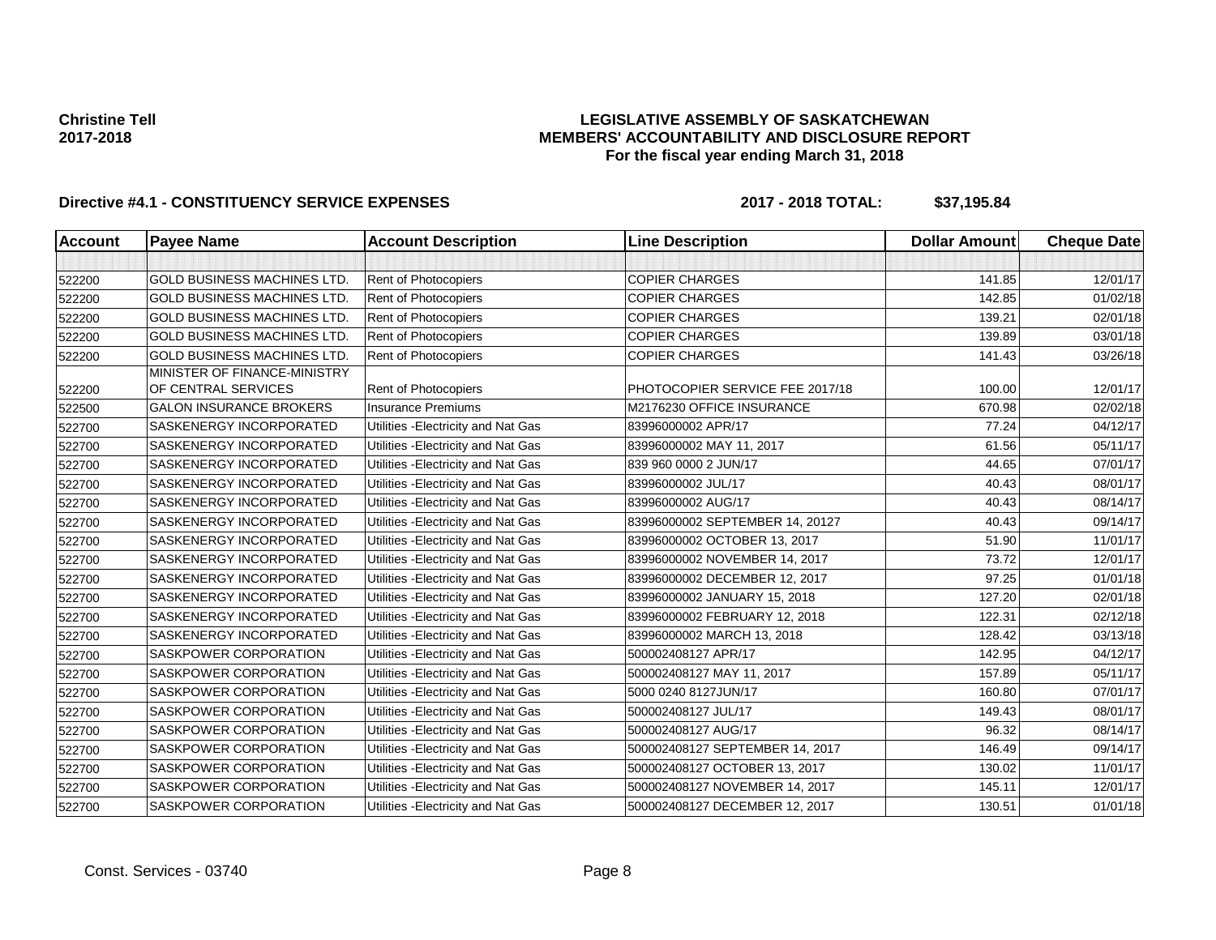**Christine Tell**
**2017-2018**

**LEGISLATIVE ASSEMBLY OF SASKATCHEWAN**
**MEMBERS' ACCOUNTABILITY AND DISCLOSURE REPORT**
**For the fiscal year ending March 31, 2018**

**Directive #4.1 - CONSTITUENCY SERVICE EXPENSES** **2017 - 2018 TOTAL: $37,195.84**

| Account | Payee Name | Account Description | Line Description | Dollar Amount | Cheque Date |
|---|---|---|---|---|---|
| | | | | | |
| 522200 | GOLD BUSINESS MACHINES LTD. | Rent of Photocopiers | COPIER CHARGES | 141.85 | 12/01/17 |
| 522200 | GOLD BUSINESS MACHINES LTD. | Rent of Photocopiers | COPIER CHARGES | 142.85 | 01/02/18 |
| 522200 | GOLD BUSINESS MACHINES LTD. | Rent of Photocopiers | COPIER CHARGES | 139.21 | 02/01/18 |
| 522200 | GOLD BUSINESS MACHINES LTD. | Rent of Photocopiers | COPIER CHARGES | 139.89 | 03/01/18 |
| 522200 | GOLD BUSINESS MACHINES LTD. | Rent of Photocopiers | COPIER CHARGES | 141.43 | 03/26/18 |
| 522200 | MINISTER OF FINANCE-MINISTRY OF CENTRAL SERVICES | Rent of Photocopiers | PHOTOCOPIER SERVICE FEE 2017/18 | 100.00 | 12/01/17 |
| 522500 | GALON INSURANCE BROKERS | Insurance Premiums | M2176230 OFFICE INSURANCE | 670.98 | 02/02/18 |
| 522700 | SASKENERGY INCORPORATED | Utilities -Electricity and Nat Gas | 83996000002 APR/17 | 77.24 | 04/12/17 |
| 522700 | SASKENERGY INCORPORATED | Utilities -Electricity and Nat Gas | 83996000002 MAY 11, 2017 | 61.56 | 05/11/17 |
| 522700 | SASKENERGY INCORPORATED | Utilities -Electricity and Nat Gas | 839 960 0000 2 JUN/17 | 44.65 | 07/01/17 |
| 522700 | SASKENERGY INCORPORATED | Utilities -Electricity and Nat Gas | 83996000002 JUL/17 | 40.43 | 08/01/17 |
| 522700 | SASKENERGY INCORPORATED | Utilities -Electricity and Nat Gas | 83996000002 AUG/17 | 40.43 | 08/14/17 |
| 522700 | SASKENERGY INCORPORATED | Utilities -Electricity and Nat Gas | 83996000002 SEPTEMBER 14, 20127 | 40.43 | 09/14/17 |
| 522700 | SASKENERGY INCORPORATED | Utilities -Electricity and Nat Gas | 83996000002 OCTOBER 13, 2017 | 51.90 | 11/01/17 |
| 522700 | SASKENERGY INCORPORATED | Utilities -Electricity and Nat Gas | 83996000002 NOVEMBER 14, 2017 | 73.72 | 12/01/17 |
| 522700 | SASKENERGY INCORPORATED | Utilities -Electricity and Nat Gas | 83996000002 DECEMBER 12, 2017 | 97.25 | 01/01/18 |
| 522700 | SASKENERGY INCORPORATED | Utilities -Electricity and Nat Gas | 83996000002 JANUARY 15, 2018 | 127.20 | 02/01/18 |
| 522700 | SASKENERGY INCORPORATED | Utilities -Electricity and Nat Gas | 83996000002 FEBRUARY 12, 2018 | 122.31 | 02/12/18 |
| 522700 | SASKENERGY INCORPORATED | Utilities -Electricity and Nat Gas | 83996000002 MARCH 13, 2018 | 128.42 | 03/13/18 |
| 522700 | SASKPOWER CORPORATION | Utilities -Electricity and Nat Gas | 500002408127 APR/17 | 142.95 | 04/12/17 |
| 522700 | SASKPOWER CORPORATION | Utilities -Electricity and Nat Gas | 500002408127 MAY 11, 2017 | 157.89 | 05/11/17 |
| 522700 | SASKPOWER CORPORATION | Utilities -Electricity and Nat Gas | 5000 0240 8127JUN/17 | 160.80 | 07/01/17 |
| 522700 | SASKPOWER CORPORATION | Utilities -Electricity and Nat Gas | 500002408127 JUL/17 | 149.43 | 08/01/17 |
| 522700 | SASKPOWER CORPORATION | Utilities -Electricity and Nat Gas | 500002408127 AUG/17 | 96.32 | 08/14/17 |
| 522700 | SASKPOWER CORPORATION | Utilities -Electricity and Nat Gas | 500002408127 SEPTEMBER 14, 2017 | 146.49 | 09/14/17 |
| 522700 | SASKPOWER CORPORATION | Utilities -Electricity and Nat Gas | 500002408127 OCTOBER 13, 2017 | 130.02 | 11/01/17 |
| 522700 | SASKPOWER CORPORATION | Utilities -Electricity and Nat Gas | 500002408127 NOVEMBER 14, 2017 | 145.11 | 12/01/17 |
| 522700 | SASKPOWER CORPORATION | Utilities -Electricity and Nat Gas | 500002408127 DECEMBER 12, 2017 | 130.51 | 01/01/18 |

Const. Services - 03740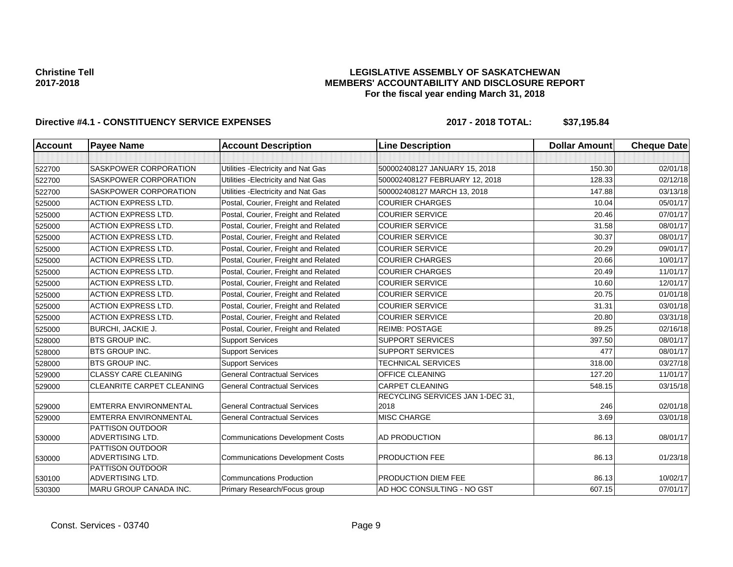**Christine Tell**
**2017-2018**

**LEGISLATIVE ASSEMBLY OF SASKATCHEWAN**
**MEMBERS' ACCOUNTABILITY AND DISCLOSURE REPORT**
**For the fiscal year ending March 31, 2018**

**Directive #4.1 - CONSTITUENCY SERVICE EXPENSES** **2017 - 2018 TOTAL: $37,195.84**

| Account | Payee Name | Account Description | Line Description | Dollar Amount | Cheque Date |
|---|---|---|---|---|---|
| | | | | | |
| 522700 | SASKPOWER CORPORATION | Utilities -Electricity and Nat Gas | 500002408127 JANUARY 15, 2018 | 150.30 | 02/01/18 |
| 522700 | SASKPOWER CORPORATION | Utilities -Electricity and Nat Gas | 500002408127 FEBRUARY 12, 2018 | 128.33 | 02/12/18 |
| 522700 | SASKPOWER CORPORATION | Utilities -Electricity and Nat Gas | 500002408127 MARCH 13, 2018 | 147.88 | 03/13/18 |
| 525000 | ACTION EXPRESS LTD. | Postal, Courier, Freight and Related | COURIER CHARGES | 10.04 | 05/01/17 |
| 525000 | ACTION EXPRESS LTD. | Postal, Courier, Freight and Related | COURIER SERVICE | 20.46 | 07/01/17 |
| 525000 | ACTION EXPRESS LTD. | Postal, Courier, Freight and Related | COURIER SERVICE | 31.58 | 08/01/17 |
| 525000 | ACTION EXPRESS LTD. | Postal, Courier, Freight and Related | COURIER SERVICE | 30.37 | 08/01/17 |
| 525000 | ACTION EXPRESS LTD. | Postal, Courier, Freight and Related | COURIER SERVICE | 20.29 | 09/01/17 |
| 525000 | ACTION EXPRESS LTD. | Postal, Courier, Freight and Related | COURIER CHARGES | 20.66 | 10/01/17 |
| 525000 | ACTION EXPRESS LTD. | Postal, Courier, Freight and Related | COURIER CHARGES | 20.49 | 11/01/17 |
| 525000 | ACTION EXPRESS LTD. | Postal, Courier, Freight and Related | COURIER SERVICE | 10.60 | 12/01/17 |
| 525000 | ACTION EXPRESS LTD. | Postal, Courier, Freight and Related | COURIER SERVICE | 20.75 | 01/01/18 |
| 525000 | ACTION EXPRESS LTD. | Postal, Courier, Freight and Related | COURIER SERVICE | 31.31 | 03/01/18 |
| 525000 | ACTION EXPRESS LTD. | Postal, Courier, Freight and Related | COURIER SERVICE | 20.80 | 03/31/18 |
| 525000 | BURCHI, JACKIE J. | Postal, Courier, Freight and Related | REIMB: POSTAGE | 89.25 | 02/16/18 |
| 528000 | BTS GROUP INC. | Support Services | SUPPORT SERVICES | 397.50 | 08/01/17 |
| 528000 | BTS GROUP INC. | Support Services | SUPPORT SERVICES | 477 | 08/01/17 |
| 528000 | BTS GROUP INC. | Support Services | TECHNICAL SERVICES | 318.00 | 03/27/18 |
| 529000 | CLASSY CARE CLEANING | General Contractual Services | OFFICE CLEANING | 127.20 | 11/01/17 |
| 529000 | CLEANRITE CARPET CLEANING | General Contractual Services | CARPET CLEANING | 548.15 | 03/15/18 |
| 529000 | EMTERRA ENVIRONMENTAL | General Contractual Services | RECYCLING SERVICES JAN 1-DEC 31, 2018 | 246 | 02/01/18 |
| 529000 | EMTERRA ENVIRONMENTAL | General Contractual Services | MISC CHARGE | 3.69 | 03/01/18 |
| 530000 | PATTISON OUTDOOR ADVERTISING LTD. | Communications Development Costs | AD PRODUCTION | 86.13 | 08/01/17 |
| 530000 | PATTISON OUTDOOR ADVERTISING LTD. | Communications Development Costs | PRODUCTION FEE | 86.13 | 01/23/18 |
| 530100 | PATTISON OUTDOOR ADVERTISING LTD. | Communcations Production | PRODUCTION DIEM FEE | 86.13 | 10/02/17 |
| 530300 | MARU GROUP CANADA INC. | Primary Research/Focus group | AD HOC CONSULTING - NO GST | 607.15 | 07/01/17 |

Const. Services - 03740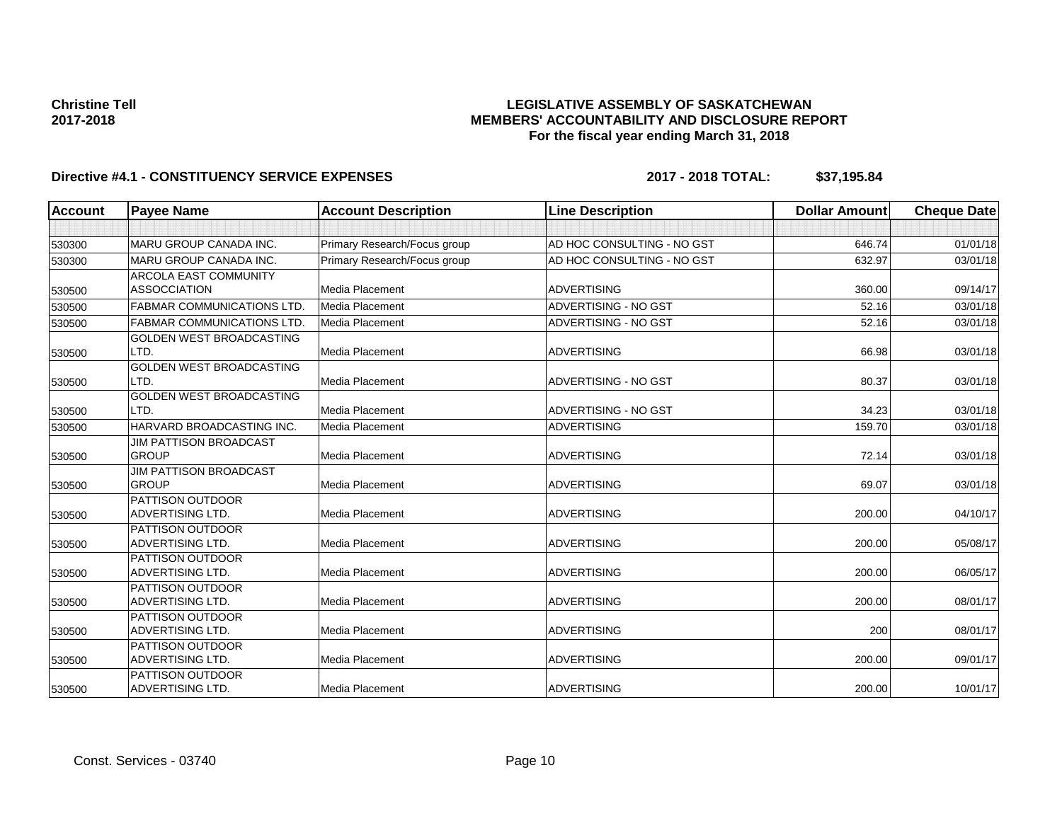**Christine Tell**
**2017-2018**

**LEGISLATIVE ASSEMBLY OF SASKATCHEWAN**
**MEMBERS' ACCOUNTABILITY AND DISCLOSURE REPORT**
**For the fiscal year ending March 31, 2018**

**Directive #4.1 - CONSTITUENCY SERVICE EXPENSES** **2017 - 2018 TOTAL: $37,195.84**

| Account | Payee Name | Account Description | Line Description | Dollar Amount | Cheque Date |
|---|---|---|---|---|---|
| | | | | | |
| 530300 | MARU GROUP CANADA INC. | Primary Research/Focus group | AD HOC CONSULTING - NO GST | 646.74 | 01/01/18 |
| 530300 | MARU GROUP CANADA INC. | Primary Research/Focus group | AD HOC CONSULTING - NO GST | 632.97 | 03/01/18 |
| 530500 | ARCOLA EAST COMMUNITY ASSOCCIATION | Media Placement | ADVERTISING | 360.00 | 09/14/17 |
| 530500 | FABMAR COMMUNICATIONS LTD. | Media Placement | ADVERTISING - NO GST | 52.16 | 03/01/18 |
| 530500 | FABMAR COMMUNICATIONS LTD. | Media Placement | ADVERTISING - NO GST | 52.16 | 03/01/18 |
| 530500 | GOLDEN WEST BROADCASTING LTD. | Media Placement | ADVERTISING | 66.98 | 03/01/18 |
| 530500 | GOLDEN WEST BROADCASTING LTD. | Media Placement | ADVERTISING - NO GST | 80.37 | 03/01/18 |
| 530500 | GOLDEN WEST BROADCASTING LTD. | Media Placement | ADVERTISING - NO GST | 34.23 | 03/01/18 |
| 530500 | HARVARD BROADCASTING INC. | Media Placement | ADVERTISING | 159.70 | 03/01/18 |
| 530500 | JIM PATTISON BROADCAST GROUP | Media Placement | ADVERTISING | 72.14 | 03/01/18 |
| 530500 | JIM PATTISON BROADCAST GROUP | Media Placement | ADVERTISING | 69.07 | 03/01/18 |
| 530500 | PATTISON OUTDOOR ADVERTISING LTD. | Media Placement | ADVERTISING | 200.00 | 04/10/17 |
| 530500 | PATTISON OUTDOOR ADVERTISING LTD. | Media Placement | ADVERTISING | 200.00 | 05/08/17 |
| 530500 | PATTISON OUTDOOR ADVERTISING LTD. | Media Placement | ADVERTISING | 200.00 | 06/05/17 |
| 530500 | PATTISON OUTDOOR ADVERTISING LTD. | Media Placement | ADVERTISING | 200.00 | 08/01/17 |
| 530500 | PATTISON OUTDOOR ADVERTISING LTD. | Media Placement | ADVERTISING | 200 | 08/01/17 |
| 530500 | PATTISON OUTDOOR ADVERTISING LTD. | Media Placement | ADVERTISING | 200.00 | 09/01/17 |
| 530500 | PATTISON OUTDOOR ADVERTISING LTD. | Media Placement | ADVERTISING | 200.00 | 10/01/17 |

Const. Services - 03740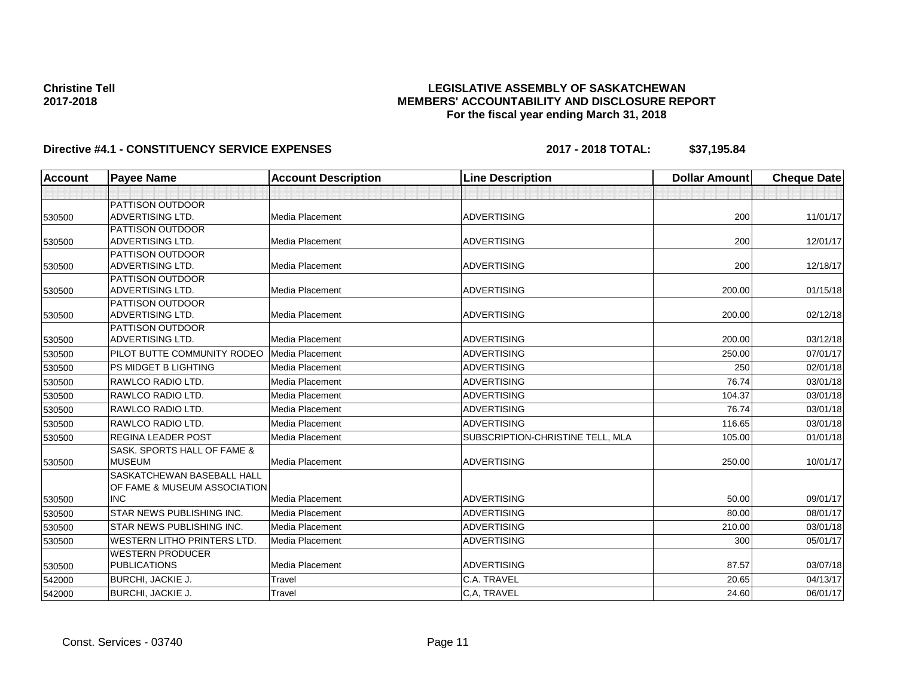**Christine Tell**
**2017-2018**

**LEGISLATIVE ASSEMBLY OF SASKATCHEWAN**
**MEMBERS' ACCOUNTABILITY AND DISCLOSURE REPORT**
**For the fiscal year ending March 31, 2018**

**Directive #4.1 - CONSTITUENCY SERVICE EXPENSES** **2017 - 2018 TOTAL: $37,195.84**

| Account | Payee Name | Account Description | Line Description | Dollar Amount | Cheque Date |
|---|---|---|---|---|---|
| | | | | | |
| 530500 | PATTISON OUTDOOR ADVERTISING LTD. | Media Placement | ADVERTISING | 200 | 11/01/17 |
| 530500 | PATTISON OUTDOOR ADVERTISING LTD. | Media Placement | ADVERTISING | 200 | 12/01/17 |
| 530500 | PATTISON OUTDOOR ADVERTISING LTD. | Media Placement | ADVERTISING | 200 | 12/18/17 |
| 530500 | PATTISON OUTDOOR ADVERTISING LTD. | Media Placement | ADVERTISING | 200.00 | 01/15/18 |
| 530500 | PATTISON OUTDOOR ADVERTISING LTD. | Media Placement | ADVERTISING | 200.00 | 02/12/18 |
| 530500 | PATTISON OUTDOOR ADVERTISING LTD. | Media Placement | ADVERTISING | 200.00 | 03/12/18 |
| 530500 | PILOT BUTTE COMMUNITY RODEO | Media Placement | ADVERTISING | 250.00 | 07/01/17 |
| 530500 | PS MIDGET B LIGHTING | Media Placement | ADVERTISING | 250 | 02/01/18 |
| 530500 | RAWLCO RADIO LTD. | Media Placement | ADVERTISING | 76.74 | 03/01/18 |
| 530500 | RAWLCO RADIO LTD. | Media Placement | ADVERTISING | 104.37 | 03/01/18 |
| 530500 | RAWLCO RADIO LTD. | Media Placement | ADVERTISING | 76.74 | 03/01/18 |
| 530500 | RAWLCO RADIO LTD. | Media Placement | ADVERTISING | 116.65 | 03/01/18 |
| 530500 | REGINA LEADER POST | Media Placement | SUBSCRIPTION-CHRISTINE TELL, MLA | 105.00 | 01/01/18 |
| 530500 | SASK. SPORTS HALL OF FAME & MUSEUM | Media Placement | ADVERTISING | 250.00 | 10/01/17 |
| 530500 | SASKATCHEWAN BASEBALL HALL OF FAME & MUSEUM ASSOCIATION INC | Media Placement | ADVERTISING | 50.00 | 09/01/17 |
| 530500 | STAR NEWS PUBLISHING INC. | Media Placement | ADVERTISING | 80.00 | 08/01/17 |
| 530500 | STAR NEWS PUBLISHING INC. | Media Placement | ADVERTISING | 210.00 | 03/01/18 |
| 530500 | WESTERN LITHO PRINTERS LTD. | Media Placement | ADVERTISING | 300 | 05/01/17 |
| 530500 | WESTERN PRODUCER PUBLICATIONS | Media Placement | ADVERTISING | 87.57 | 03/07/18 |
| 542000 | BURCHI, JACKIE J. | Travel | C.A. TRAVEL | 20.65 | 04/13/17 |
| 542000 | BURCHI, JACKIE J. | Travel | C,A, TRAVEL | 24.60 | 06/01/17 |

Const. Services - 03740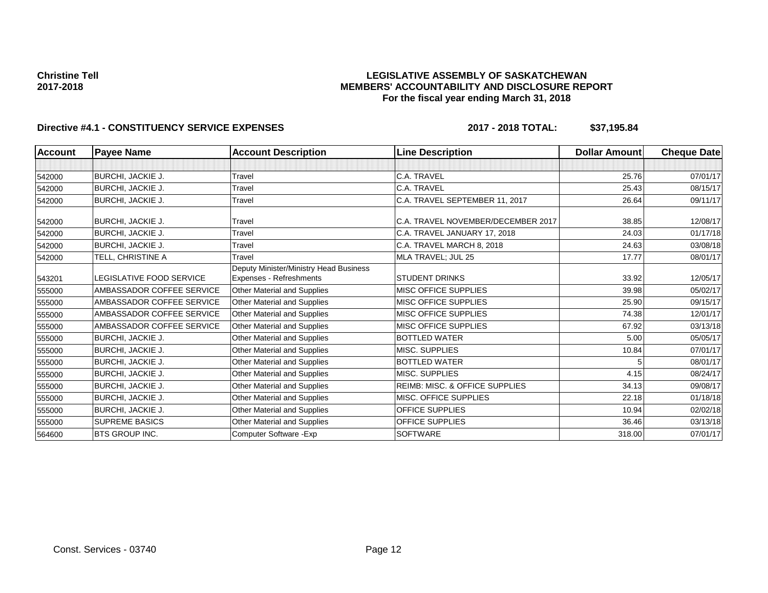**Christine Tell**
**2017-2018**

**LEGISLATIVE ASSEMBLY OF SASKATCHEWAN**
**MEMBERS' ACCOUNTABILITY AND DISCLOSURE REPORT**
**For the fiscal year ending March 31, 2018**

**Directive #4.1 - CONSTITUENCY SERVICE EXPENSES** **2017 - 2018 TOTAL: $37,195.84**

| Account | Payee Name | Account Description | Line Description | Dollar Amount | Cheque Date |
|---|---|---|---|---|---|
| | | | | | |
| 542000 | BURCHI, JACKIE J. | Travel | C.A. TRAVEL | 25.76 | 07/01/17 |
| 542000 | BURCHI, JACKIE J. | Travel | C.A. TRAVEL | 25.43 | 08/15/17 |
| 542000 | BURCHI, JACKIE J. | Travel | C.A. TRAVEL SEPTEMBER 11, 2017 | 26.64 | 09/11/17 |
| 542000 | BURCHI, JACKIE J. | Travel | C.A. TRAVEL NOVEMBER/DECEMBER 2017 | 38.85 | 12/08/17 |
| 542000 | BURCHI, JACKIE J. | Travel | C.A. TRAVEL JANUARY 17, 2018 | 24.03 | 01/17/18 |
| 542000 | BURCHI, JACKIE J. | Travel | C.A. TRAVEL MARCH 8, 2018 | 24.63 | 03/08/18 |
| 542000 | TELL, CHRISTINE A | Travel | MLA TRAVEL; JUL 25 | 17.77 | 08/01/17 |
| 543201 | LEGISLATIVE FOOD SERVICE | Deputy Minister/Ministry Head Business Expenses - Refreshments | STUDENT DRINKS | 33.92 | 12/05/17 |
| 555000 | AMBASSADOR COFFEE SERVICE | Other Material and Supplies | MISC OFFICE SUPPLIES | 39.98 | 05/02/17 |
| 555000 | AMBASSADOR COFFEE SERVICE | Other Material and Supplies | MISC OFFICE SUPPLIES | 25.90 | 09/15/17 |
| 555000 | AMBASSADOR COFFEE SERVICE | Other Material and Supplies | MISC OFFICE SUPPLIES | 74.38 | 12/01/17 |
| 555000 | AMBASSADOR COFFEE SERVICE | Other Material and Supplies | MISC OFFICE SUPPLIES | 67.92 | 03/13/18 |
| 555000 | BURCHI, JACKIE J. | Other Material and Supplies | BOTTLED WATER | 5.00 | 05/05/17 |
| 555000 | BURCHI, JACKIE J. | Other Material and Supplies | MISC. SUPPLIES | 10.84 | 07/01/17 |
| 555000 | BURCHI, JACKIE J. | Other Material and Supplies | BOTTLED WATER | 5 | 08/01/17 |
| 555000 | BURCHI, JACKIE J. | Other Material and Supplies | MISC. SUPPLIES | 4.15 | 08/24/17 |
| 555000 | BURCHI, JACKIE J. | Other Material and Supplies | REIMB: MISC. & OFFICE SUPPLIES | 34.13 | 09/08/17 |
| 555000 | BURCHI, JACKIE J. | Other Material and Supplies | MISC. OFFICE SUPPLIES | 22.18 | 01/18/18 |
| 555000 | BURCHI, JACKIE J. | Other Material and Supplies | OFFICE SUPPLIES | 10.94 | 02/02/18 |
| 555000 | SUPREME BASICS | Other Material and Supplies | OFFICE SUPPLIES | 36.46 | 03/13/18 |
| 564600 | BTS GROUP INC. | Computer Software -Exp | SOFTWARE | 318.00 | 07/01/17 |

Const. Services - 03740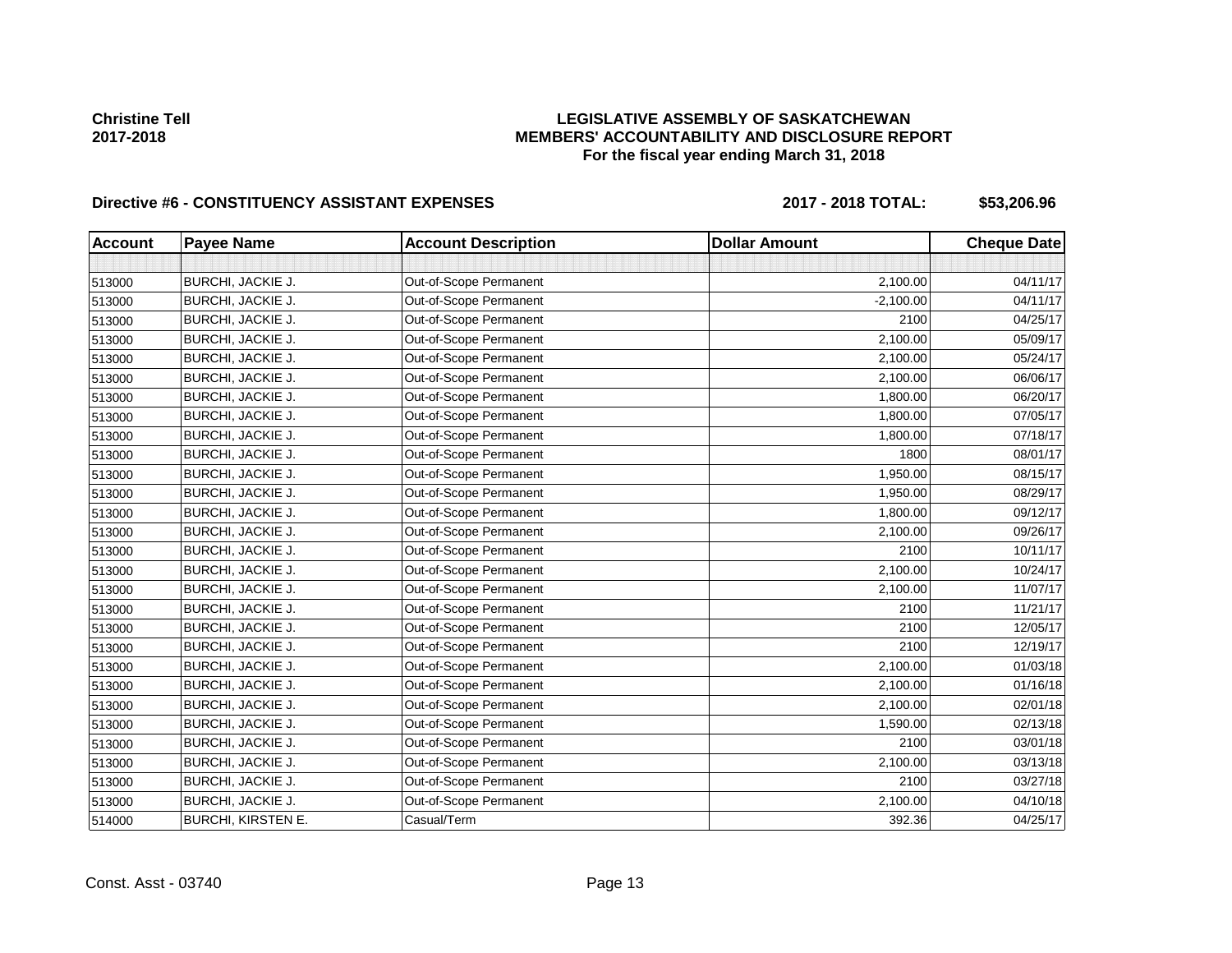**Christine Tell**
**2017-2018**

**LEGISLATIVE ASSEMBLY OF SASKATCHEWAN**
**MEMBERS' ACCOUNTABILITY AND DISCLOSURE REPORT**
**For the fiscal year ending March 31, 2018**

**Directive #6 - CONSTITUENCY ASSISTANT EXPENSES** **2017 - 2018 TOTAL: $53,206.96**

| Account | Payee Name | Account Description | Dollar Amount | Cheque Date |
|---|---|---|---|---|
| | | | | |
| 513000 | BURCHI, JACKIE J. | Out-of-Scope Permanent | 2,100.00 | 04/11/17 |
| 513000 | BURCHI, JACKIE J. | Out-of-Scope Permanent | -2,100.00 | 04/11/17 |
| 513000 | BURCHI, JACKIE J. | Out-of-Scope Permanent | 2100 | 04/25/17 |
| 513000 | BURCHI, JACKIE J. | Out-of-Scope Permanent | 2,100.00 | 05/09/17 |
| 513000 | BURCHI, JACKIE J. | Out-of-Scope Permanent | 2,100.00 | 05/24/17 |
| 513000 | BURCHI, JACKIE J. | Out-of-Scope Permanent | 2,100.00 | 06/06/17 |
| 513000 | BURCHI, JACKIE J. | Out-of-Scope Permanent | 1,800.00 | 06/20/17 |
| 513000 | BURCHI, JACKIE J. | Out-of-Scope Permanent | 1,800.00 | 07/05/17 |
| 513000 | BURCHI, JACKIE J. | Out-of-Scope Permanent | 1,800.00 | 07/18/17 |
| 513000 | BURCHI, JACKIE J. | Out-of-Scope Permanent | 1800 | 08/01/17 |
| 513000 | BURCHI, JACKIE J. | Out-of-Scope Permanent | 1,950.00 | 08/15/17 |
| 513000 | BURCHI, JACKIE J. | Out-of-Scope Permanent | 1,950.00 | 08/29/17 |
| 513000 | BURCHI, JACKIE J. | Out-of-Scope Permanent | 1,800.00 | 09/12/17 |
| 513000 | BURCHI, JACKIE J. | Out-of-Scope Permanent | 2,100.00 | 09/26/17 |
| 513000 | BURCHI, JACKIE J. | Out-of-Scope Permanent | 2100 | 10/11/17 |
| 513000 | BURCHI, JACKIE J. | Out-of-Scope Permanent | 2,100.00 | 10/24/17 |
| 513000 | BURCHI, JACKIE J. | Out-of-Scope Permanent | 2,100.00 | 11/07/17 |
| 513000 | BURCHI, JACKIE J. | Out-of-Scope Permanent | 2100 | 11/21/17 |
| 513000 | BURCHI, JACKIE J. | Out-of-Scope Permanent | 2100 | 12/05/17 |
| 513000 | BURCHI, JACKIE J. | Out-of-Scope Permanent | 2100 | 12/19/17 |
| 513000 | BURCHI, JACKIE J. | Out-of-Scope Permanent | 2,100.00 | 01/03/18 |
| 513000 | BURCHI, JACKIE J. | Out-of-Scope Permanent | 2,100.00 | 01/16/18 |
| 513000 | BURCHI, JACKIE J. | Out-of-Scope Permanent | 2,100.00 | 02/01/18 |
| 513000 | BURCHI, JACKIE J. | Out-of-Scope Permanent | 1,590.00 | 02/13/18 |
| 513000 | BURCHI, JACKIE J. | Out-of-Scope Permanent | 2100 | 03/01/18 |
| 513000 | BURCHI, JACKIE J. | Out-of-Scope Permanent | 2,100.00 | 03/13/18 |
| 513000 | BURCHI, JACKIE J. | Out-of-Scope Permanent | 2100 | 03/27/18 |
| 513000 | BURCHI, JACKIE J. | Out-of-Scope Permanent | 2,100.00 | 04/10/18 |
| 514000 | BURCHI, KIRSTEN E. | Casual/Term | 392.36 | 04/25/17 |

Const. Asst - 03740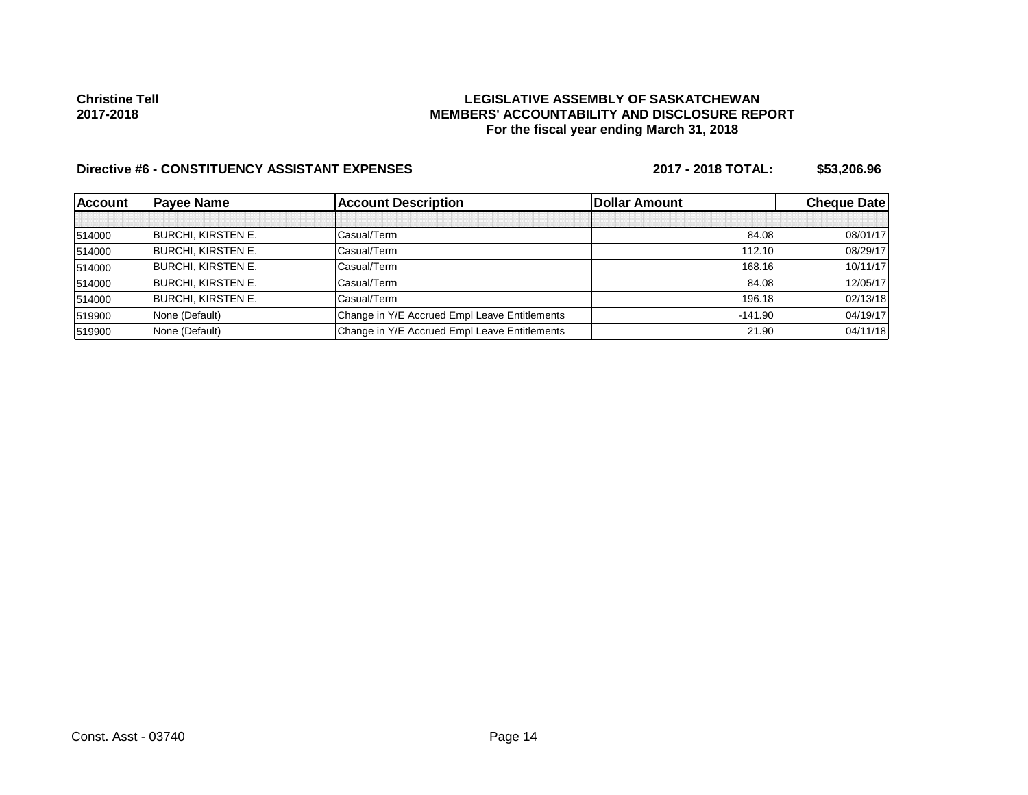**Christine Tell**
**2017-2018**

**LEGISLATIVE ASSEMBLY OF SASKATCHEWAN**
**MEMBERS' ACCOUNTABILITY AND DISCLOSURE REPORT**
**For the fiscal year ending March 31, 2018**

**Directive #6 - CONSTITUENCY ASSISTANT EXPENSES** **2017 - 2018 TOTAL: $53,206.96**

| Account | Payee Name | Account Description | Dollar Amount | Cheque Date |
|---|---|---|---|---|
| | | | | |
| 514000 | BURCHI, KIRSTEN E. | Casual/Term | 84.08 | 08/01/17 |
| 514000 | BURCHI, KIRSTEN E. | Casual/Term | 112.10 | 08/29/17 |
| 514000 | BURCHI, KIRSTEN E. | Casual/Term | 168.16 | 10/11/17 |
| 514000 | BURCHI, KIRSTEN E. | Casual/Term | 84.08 | 12/05/17 |
| 514000 | BURCHI, KIRSTEN E. | Casual/Term | 196.18 | 02/13/18 |
| 519900 | None (Default) | Change in Y/E Accrued Empl Leave Entitlements | -141.90 | 04/19/17 |
| 519900 | None (Default) | Change in Y/E Accrued Empl Leave Entitlements | 21.90 | 04/11/18 |

Const. Asst - 03740